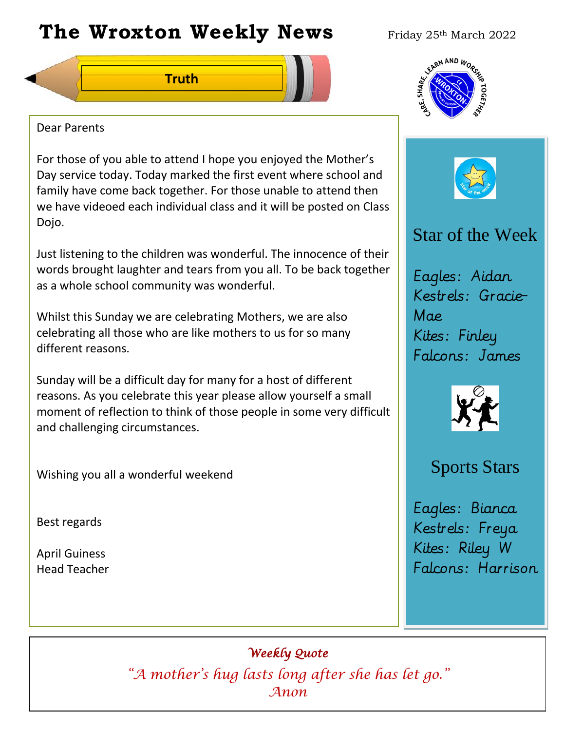# The Wroxton Weekly News

Friday 25th March 2022

**Truth**

Dear Parents

For those of you able to attend I hope you enjoyed the Mother's Day service today. Today marked the first event where school and family have come back together. For those unable to attend then we have videoed each individual class and it will be posted on Class Dojo.

Just listening to the children was wonderful. The innocence of their words brought laughter and tears from you all. To be back together as a whole school community was wonderful.

Whilst this Sunday we are celebrating Mothers, we are also celebrating all those who are like mothers to us for so many different reasons.

Sunday will be a difficult day for many for a host of different reasons. As you celebrate this year please allow yourself a small moment of reflection to think of those people in some very difficult and challenging circumstances.

Wishing you all a wonderful weekend

Best regards

April Guiness
Head Teacher

## Star of the Week

*Eagles: Aidan*
*Kestrels: Gracie-Mae*
*Kites: Finley*
*Falcons: James*

## Sports Stars

*Eagles: Bianca*
*Kestrels: Freya*
*Kites: Riley W*
*Falcons: Harrison*

*Weekly Quote*

*"A mother's hug lasts long after she has let go."*
*Anon*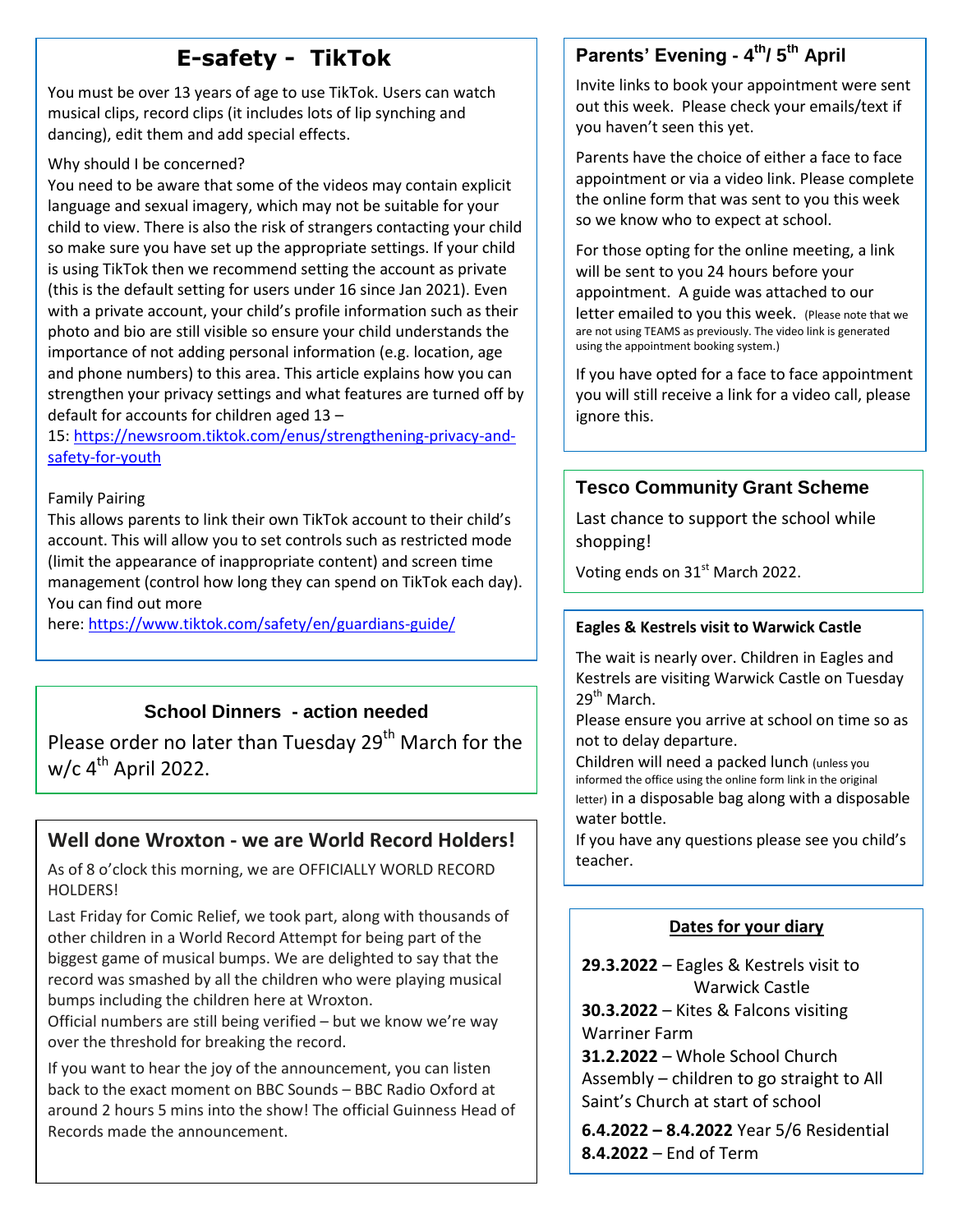## E-safety - TikTok

You must be over 13 years of age to use TikTok. Users can watch musical clips, record clips (it includes lots of lip synching and dancing), edit them and add special effects.

Why should I be concerned?

You need to be aware that some of the videos may contain explicit language and sexual imagery, which may not be suitable for your child to view. There is also the risk of strangers contacting your child so make sure you have set up the appropriate settings. If your child is using TikTok then we recommend setting the account as private (this is the default setting for users under 16 since Jan 2021). Even with a private account, your child's profile information such as their photo and bio are still visible so ensure your child understands the importance of not adding personal information (e.g. location, age and phone numbers) to this area. This article explains how you can strengthen your privacy settings and what features are turned off by default for accounts for children aged 13 – 15: https://newsroom.tiktok.com/enus/strengthening-privacy-and-safety-for-youth

Family Pairing

This allows parents to link their own TikTok account to their child's account. This will allow you to set controls such as restricted mode (limit the appearance of inappropriate content) and screen time management (control how long they can spend on TikTok each day). You can find out more here: https://www.tiktok.com/safety/en/guardians-guide/

## School Dinners - action needed

Please order no later than Tuesday 29th March for the w/c 4th April 2022.

## Well done Wroxton - we are World Record Holders!

As of 8 o'clock this morning, we are OFFICIALLY WORLD RECORD HOLDERS!

Last Friday for Comic Relief, we took part, along with thousands of other children in a World Record Attempt for being part of the biggest game of musical bumps. We are delighted to say that the record was smashed by all the children who were playing musical bumps including the children here at Wroxton.

Official numbers are still being verified – but we know we're way over the threshold for breaking the record.

If you want to hear the joy of the announcement, you can listen back to the exact moment on BBC Sounds – BBC Radio Oxford at around 2 hours 5 mins into the show! The official Guinness Head of Records made the announcement.

## Parents' Evening - 4th/ 5th April

Invite links to book your appointment were sent out this week. Please check your emails/text if you haven't seen this yet.

Parents have the choice of either a face to face appointment or via a video link. Please complete the online form that was sent to you this week so we know who to expect at school.

For those opting for the online meeting, a link will be sent to you 24 hours before your appointment. A guide was attached to our letter emailed to you this week. (Please note that we are not using TEAMS as previously. The video link is generated using the appointment booking system.)

If you have opted for a face to face appointment you will still receive a link for a video call, please ignore this.

## Tesco Community Grant Scheme

Last chance to support the school while shopping!

Voting ends on 31st March 2022.

### Eagles & Kestrels visit to Warwick Castle

The wait is nearly over. Children in Eagles and Kestrels are visiting Warwick Castle on Tuesday 29th March.

Please ensure you arrive at school on time so as not to delay departure.

Children will need a packed lunch (unless you informed the office using the online form link in the original letter) in a disposable bag along with a disposable water bottle.

If you have any questions please see you child's teacher.

### Dates for your diary

**29.3.2022** – Eagles & Kestrels visit to Warwick Castle

**30.3.2022** – Kites & Falcons visiting Warriner Farm

**31.2.2022** – Whole School Church Assembly – children to go straight to All Saint's Church at start of school

**6.4.2022 – 8.4.2022** Year 5/6 Residential

**8.4.2022** – End of Term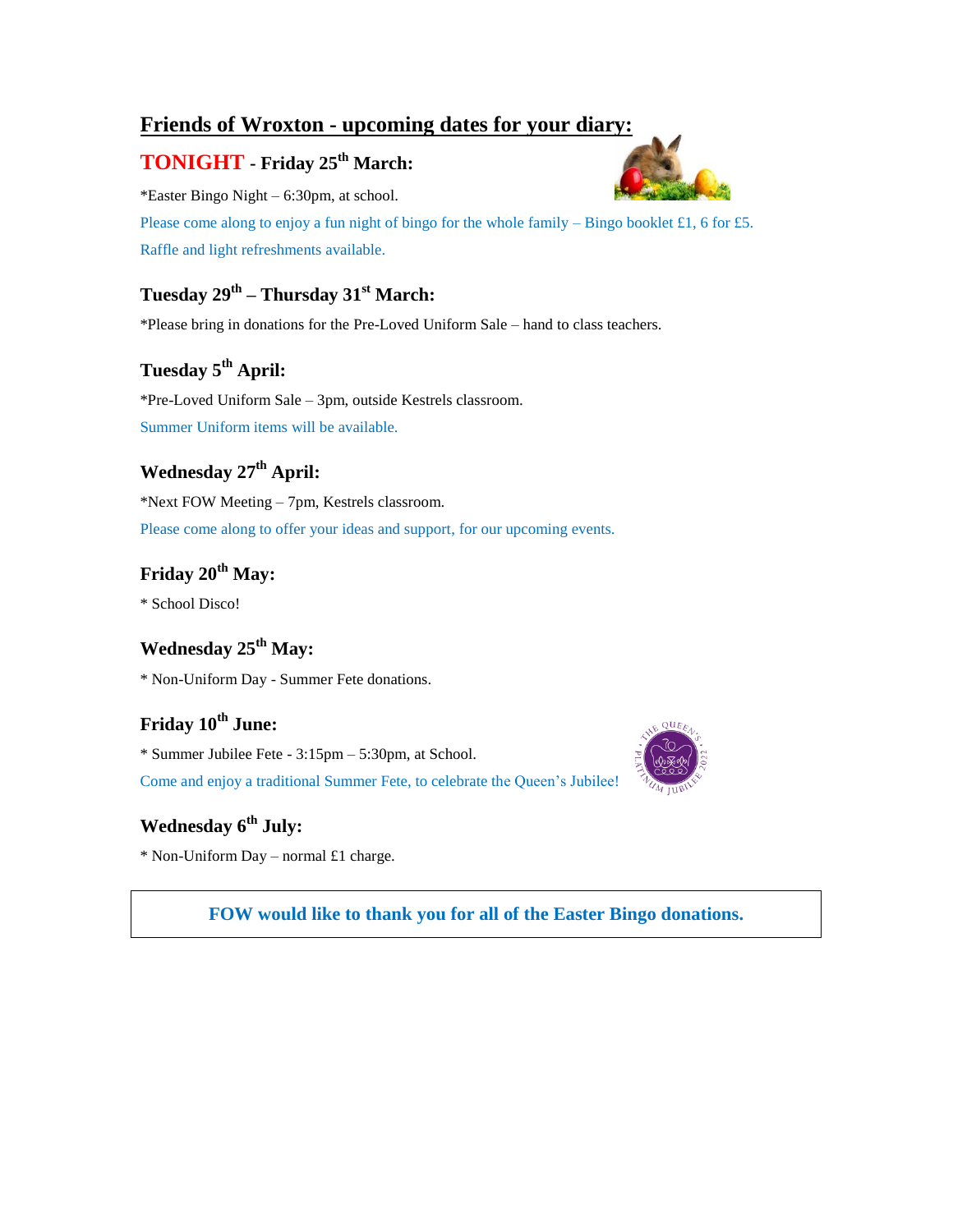## Friends of Wroxton - upcoming dates for your diary:

### **TONIGHT - Friday 25th March:**

*Easter Bingo Night – 6:30pm, at school.

Please come along to enjoy a fun night of bingo for the whole family – Bingo booklet £1, 6 for £5.

Raffle and light refreshments available.

### Tuesday 29th – Thursday 31st March:

*Please bring in donations for the Pre-Loved Uniform Sale – hand to class teachers.

### Tuesday 5th April:

*Pre-Loved Uniform Sale – 3pm, outside Kestrels classroom.

Summer Uniform items will be available.

### Wednesday 27th April:

*Next FOW Meeting – 7pm, Kestrels classroom.

Please come along to offer your ideas and support, for our upcoming events.

### Friday 20th May:

* School Disco!

### Wednesday 25th May:

* Non-Uniform Day - Summer Fete donations.

### Friday 10th June:

* Summer Jubilee Fete - 3:15pm – 5:30pm, at School.

Come and enjoy a traditional Summer Fete, to celebrate the Queen's Jubilee!

### Wednesday 6th July:

* Non-Uniform Day – normal £1 charge.

**FOW would like to thank you for all of the Easter Bingo donations.**